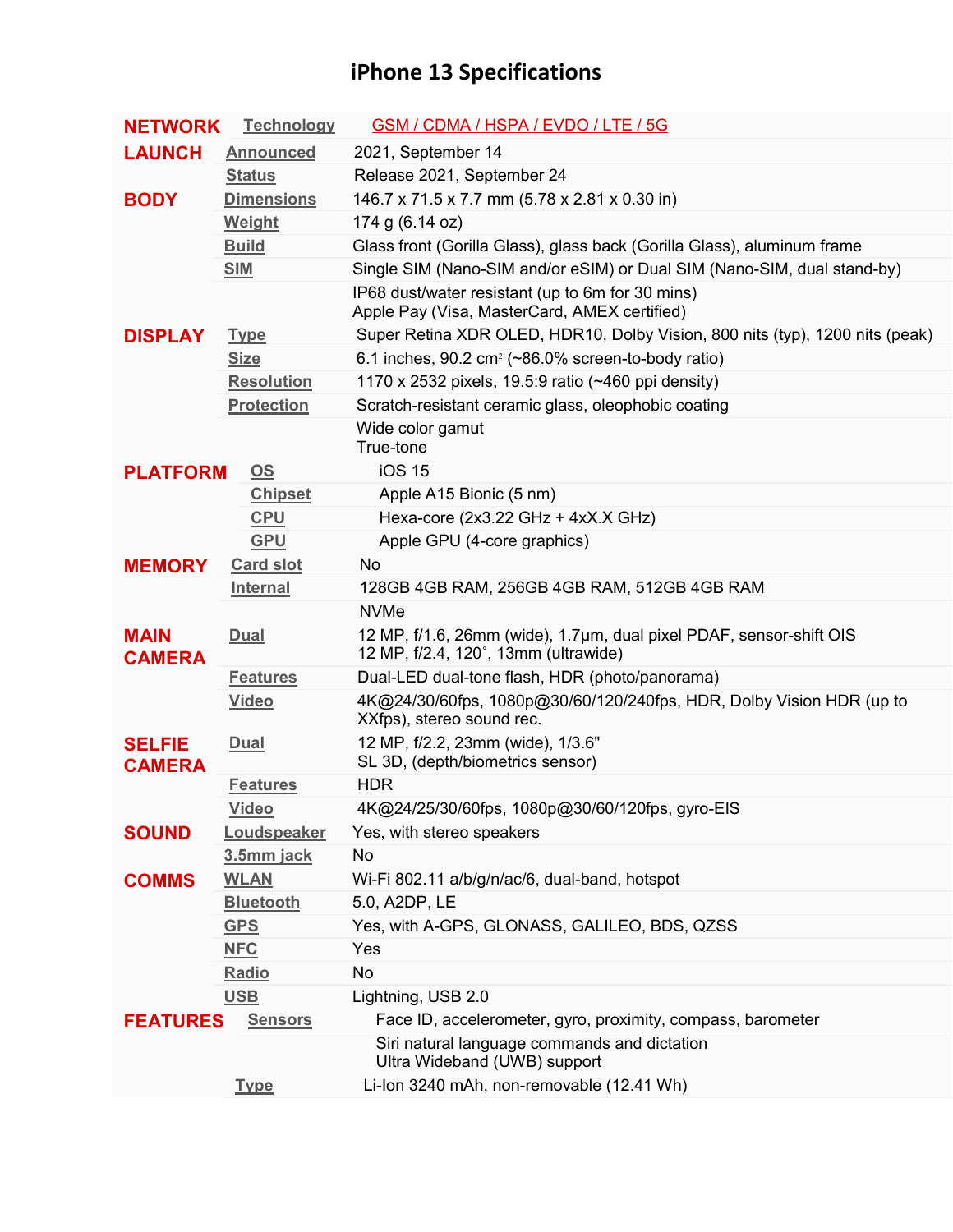# iPhone 13 Specifications

| | | |
|---|---|---|
| **NETWORK** | Technology | GSM / CDMA / HSPA / EVDO / LTE / 5G |
| **LAUNCH** | Announced | 2021, September 14 |
| | Status | Release 2021, September 24 |
| **BODY** | Dimensions | 146.7 x 71.5 x 7.7 mm (5.78 x 2.81 x 0.30 in) |
| | Weight | 174 g (6.14 oz) |
| | Build | Glass front (Gorilla Glass), glass back (Gorilla Glass), aluminum frame |
| | SIM | Single SIM (Nano-SIM and/or eSIM) or Dual SIM (Nano-SIM, dual stand-by) |
| | | IP68 dust/water resistant (up to 6m for 30 mins)<br>Apple Pay (Visa, MasterCard, AMEX certified) |
| **DISPLAY** | Type | Super Retina XDR OLED, HDR10, Dolby Vision, 800 nits (typ), 1200 nits (peak) |
| | Size | 6.1 inches, 90.2 $cm^2$ (~86.0% screen-to-body ratio) |
| | Resolution | 1170 x 2532 pixels, 19.5:9 ratio (~460 ppi density) |
| | Protection | Scratch-resistant ceramic glass, oleophobic coating |
| | | Wide color gamut<br>True-tone |
| **PLATFORM** | OS | iOS 15 |
| | Chipset | Apple A15 Bionic (5 nm) |
| | CPU | Hexa-core (2x3.22 GHz + 4xX.X GHz) |
| | GPU | Apple GPU (4-core graphics) |
| **MEMORY** | Card slot | No |
| | Internal | 128GB 4GB RAM, 256GB 4GB RAM, 512GB 4GB RAM |
| | | NVMe |
| **MAIN CAMERA** | Dual | 12 MP, f/1.6, 26mm (wide), 1.7µm, dual pixel PDAF, sensor-shift OIS<br>12 MP, f/2.4, 120˚, 13mm (ultrawide) |
| | Features | Dual-LED dual-tone flash, HDR (photo/panorama) |
| | Video | 4K@24/30/60fps, 1080p@30/60/120/240fps, HDR, Dolby Vision HDR (up to XXfps), stereo sound rec. |
| **SELFIE CAMERA** | Dual | 12 MP, f/2.2, 23mm (wide), 1/3.6"<br>SL 3D, (depth/biometrics sensor) |
| | Features | HDR |
| | Video | 4K@24/25/30/60fps, 1080p@30/60/120fps, gyro-EIS |
| **SOUND** | Loudspeaker | Yes, with stereo speakers |
| | 3.5mm jack | No |
| **COMMS** | WLAN | Wi-Fi 802.11 a/b/g/n/ac/6, dual-band, hotspot |
| | Bluetooth | 5.0, A2DP, LE |
| | GPS | Yes, with A-GPS, GLONASS, GALILEO, BDS, QZSS |
| | NFC | Yes |
| | Radio | No |
| | USB | Lightning, USB 2.0 |
| **FEATURES** | Sensors | Face ID, accelerometer, gyro, proximity, compass, barometer |
| | | Siri natural language commands and dictation<br>Ultra Wideband (UWB) support |
| | Type | Li-Ion 3240 mAh, non-removable (12.41 Wh) |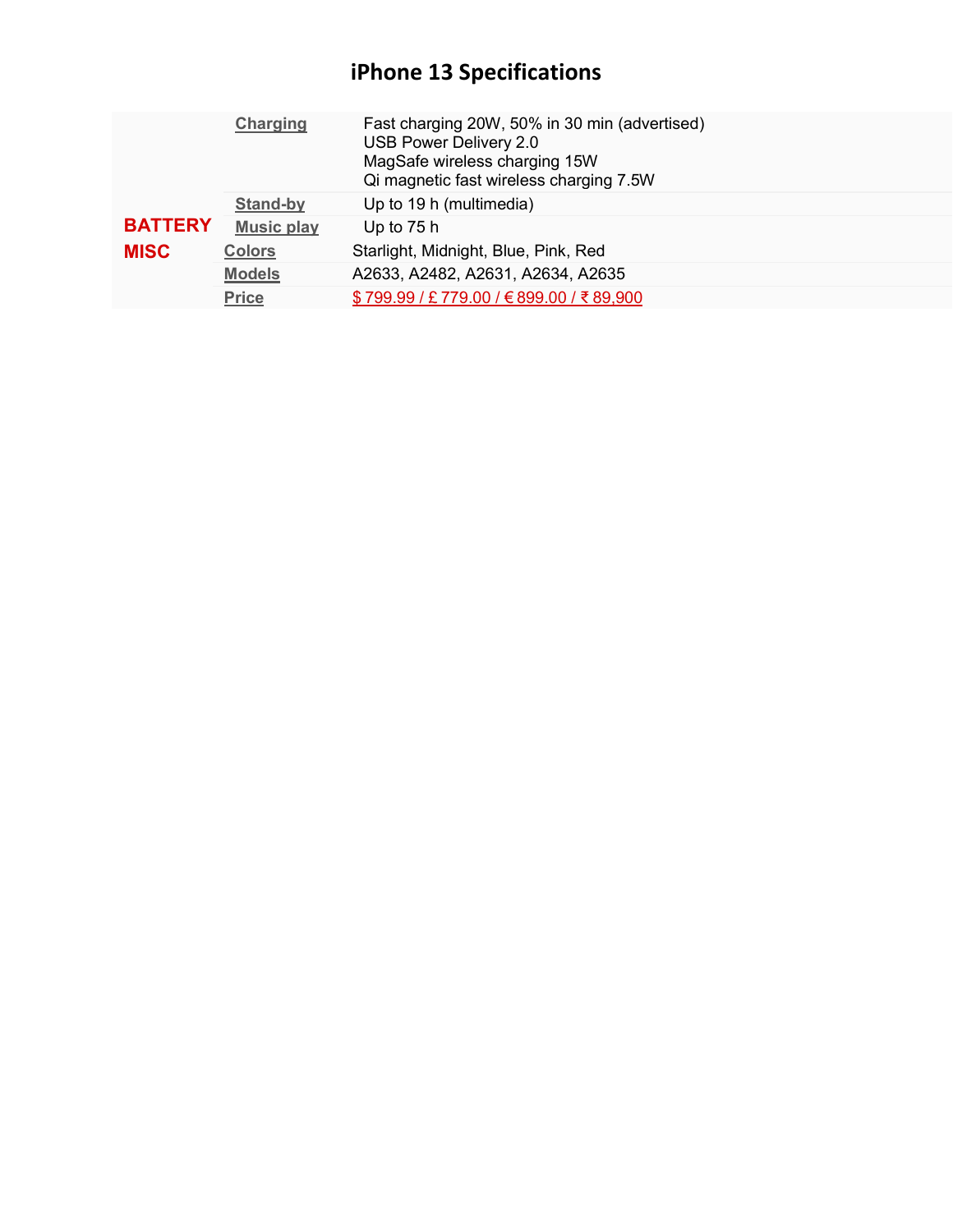# iPhone 13 Specifications

| | | |
|---|---|---|
| **BATTERY** | **Charging** | Fast charging 20W, 50% in 30 min (advertised)<br>USB Power Delivery 2.0<br>MagSafe wireless charging 15W<br>Qi magnetic fast wireless charging 7.5W |
| | **Stand-by** | Up to 19 h (multimedia) |
| | **Music play** | Up to 75 h |
| **MISC** | **Colors** | Starlight, Midnight, Blue, Pink, Red |
| | **Models** | A2633, A2482, A2631, A2634, A2635 |
| | **Price** | $ 799.99 / £ 779.00 / € 899.00 / ₹ 89,900 |